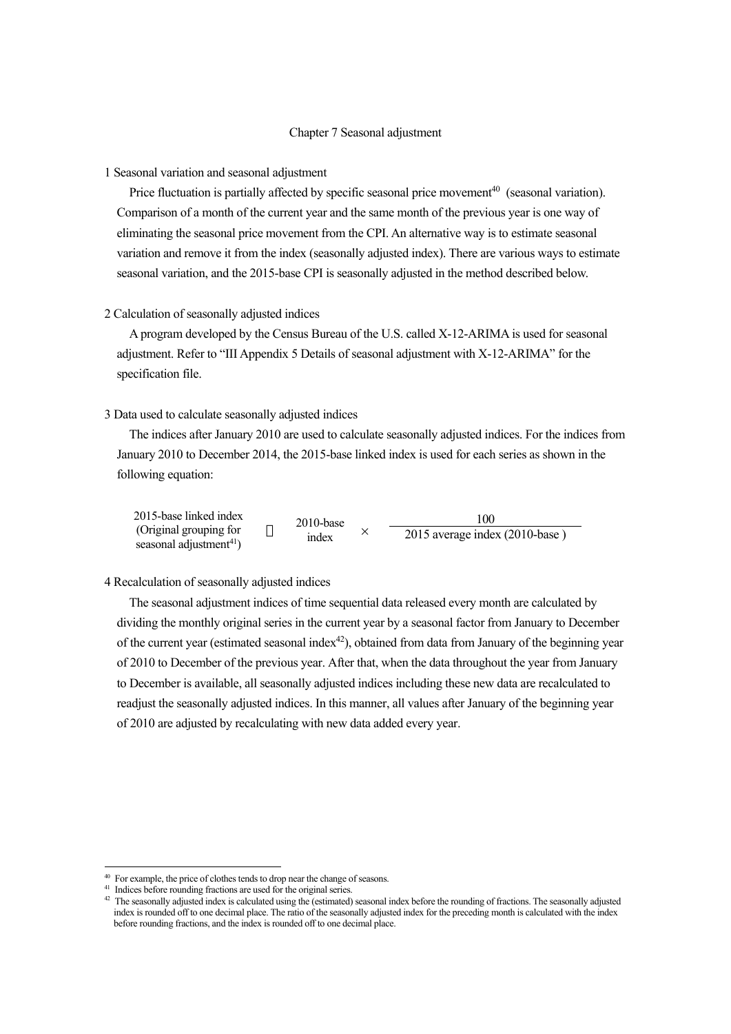# Chapter 7 Seasonal adjustment

## 1 Seasonal variation and seasonal adjustment

Price fluctuation is partially affected by specific seasonal price movement[40] (seasonal variation). Comparison of a month of the current year and the same month of the previous year is one way of eliminating the seasonal price movement from the CPI. An alternative way is to estimate seasonal variation and remove it from the index (seasonally adjusted index). There are various ways to estimate seasonal variation, and the 2015-base CPI is seasonally adjusted in the method described below.

## 2 Calculation of seasonally adjusted indices

A program developed by the Census Bureau of the U.S. called X-12-ARIMA is used for seasonal adjustment. Refer to "III Appendix 5 Details of seasonal adjustment with X-12-ARIMA" for the specification file.

## 3 Data used to calculate seasonally adjusted indices

The indices after January 2010 are used to calculate seasonally adjusted indices. For the indices from January 2010 to December 2014, the 2015-base linked index is used for each series as shown in the following equation:

$$\text{2015-base linked index (Original grouping for seasonal adjustment}^{41}\text{)} = \text{2010-base index} \times \frac{100}{\text{2015 average index (2010-base)}}$$

## 4 Recalculation of seasonally adjusted indices

The seasonal adjustment indices of time sequential data released every month are calculated by dividing the monthly original series in the current year by a seasonal factor from January to December of the current year (estimated seasonal index[42]), obtained from data from January of the beginning year of 2010 to December of the previous year. After that, when the data throughout the year from January to December is available, all seasonally adjusted indices including these new data are recalculated to readjust the seasonally adjusted indices. In this manner, all values after January of the beginning year of 2010 are adjusted by recalculating with new data added every year.

---

[40] For example, the price of clothes tends to drop near the change of seasons.

[41] Indices before rounding fractions are used for the original series.

[42] The seasonally adjusted index is calculated using the (estimated) seasonal index before the rounding of fractions. The seasonally adjusted index is rounded off to one decimal place. The ratio of the seasonally adjusted index for the preceding month is calculated with the index before rounding fractions, and the index is rounded off to one decimal place.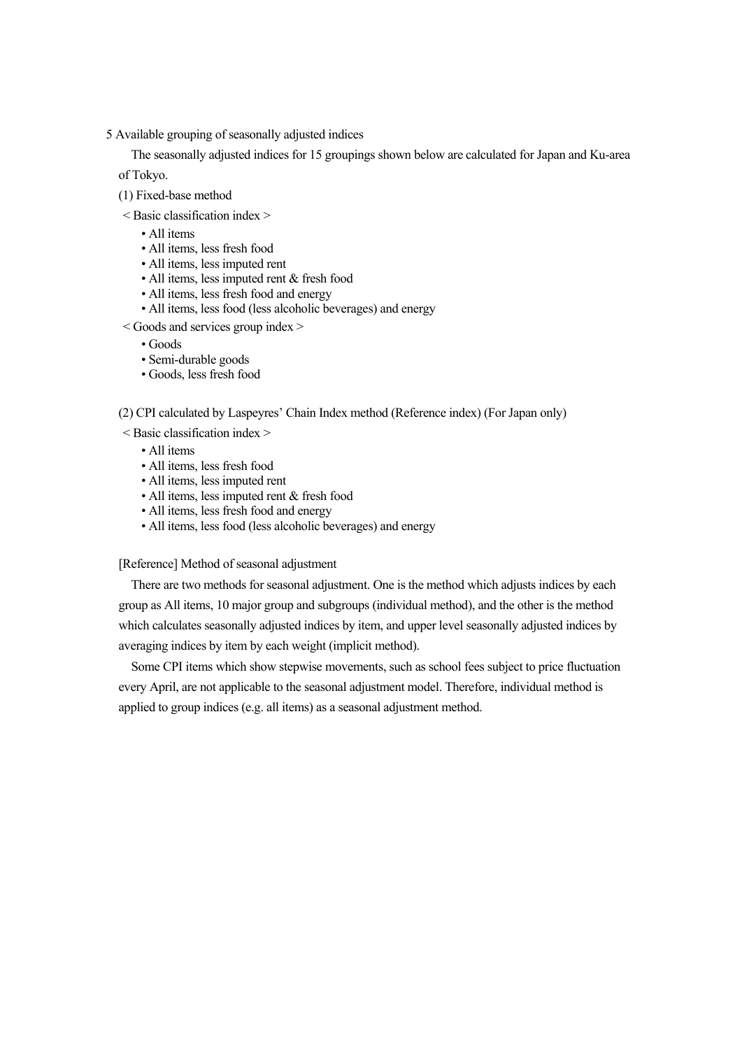## 5 Available grouping of seasonally adjusted indices

The seasonally adjusted indices for 15 groupings shown below are calculated for Japan and Ku-area of Tokyo.

### (1) Fixed-base method

< Basic classification index >

- All items
- All items, less fresh food
- All items, less imputed rent
- All items, less imputed rent & fresh food
- All items, less fresh food and energy
- All items, less food (less alcoholic beverages) and energy

< Goods and services group index >

- Goods
- Semi-durable goods
- Goods, less fresh food

### (2) CPI calculated by Laspeyres' Chain Index method (Reference index) (For Japan only)

< Basic classification index >

- All items
- All items, less fresh food
- All items, less imputed rent
- All items, less imputed rent & fresh food
- All items, less fresh food and energy
- All items, less food (less alcoholic beverages) and energy

### [Reference] Method of seasonal adjustment

There are two methods for seasonal adjustment. One is the method which adjusts indices by each group as All items, 10 major group and subgroups (individual method), and the other is the method which calculates seasonally adjusted indices by item, and upper level seasonally adjusted indices by averaging indices by item by each weight (implicit method).

Some CPI items which show stepwise movements, such as school fees subject to price fluctuation every April, are not applicable to the seasonal adjustment model. Therefore, individual method is applied to group indices (e.g. all items) as a seasonal adjustment method.